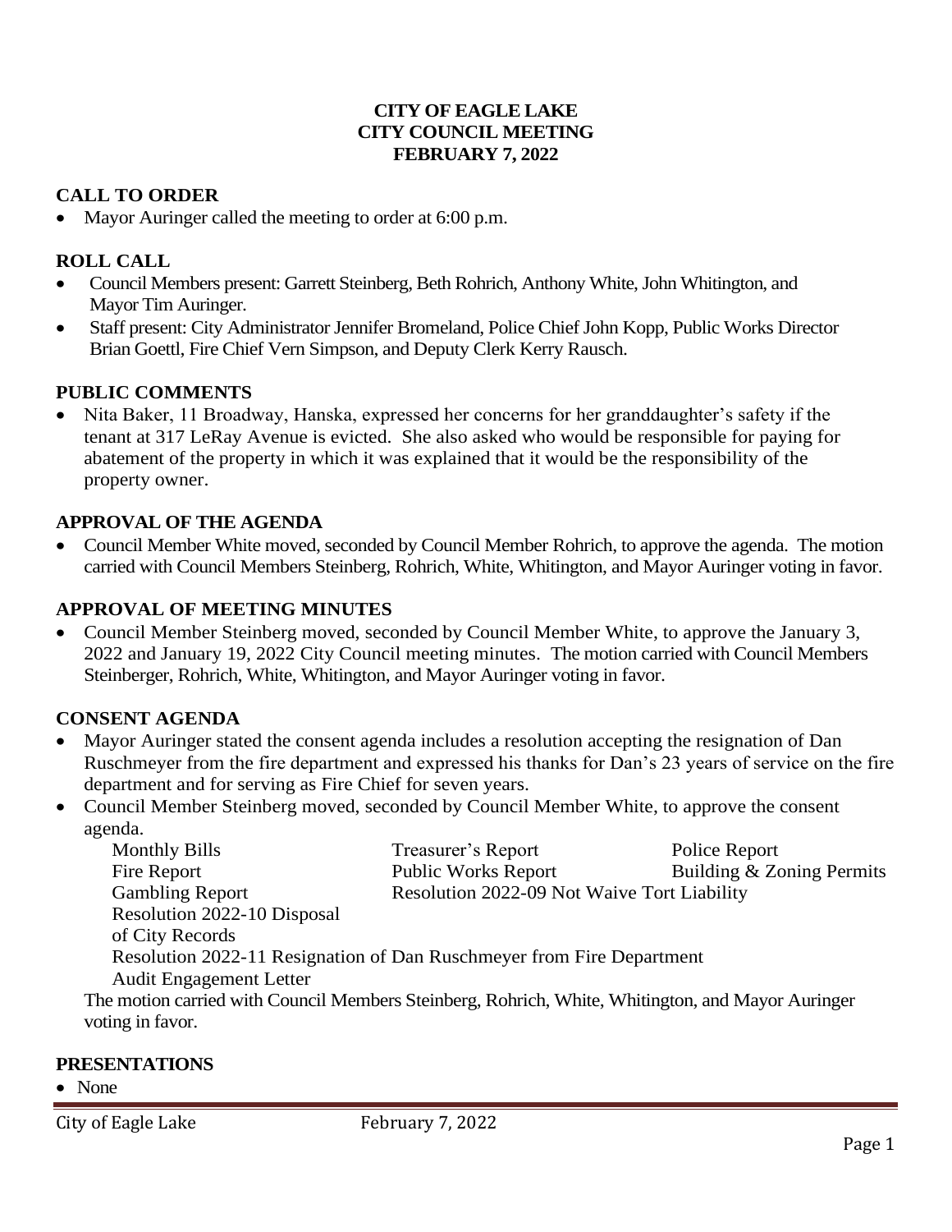# CITY OF EAGLE LAKE
# CITY COUNCIL MEETING
# FEBRUARY 7, 2022

## CALL TO ORDER

- Mayor Auringer called the meeting to order at 6:00 p.m.

## ROLL CALL

- Council Members present: Garrett Steinberg, Beth Rohrich, Anthony White, John Whitington, and Mayor Tim Auringer.
- Staff present: City Administrator Jennifer Bromeland, Police Chief John Kopp, Public Works Director Brian Goettl, Fire Chief Vern Simpson, and Deputy Clerk Kerry Rausch.

## PUBLIC COMMENTS

- Nita Baker, 11 Broadway, Hanska, expressed her concerns for her granddaughter's safety if the tenant at 317 LeRay Avenue is evicted. She also asked who would be responsible for paying for abatement of the property in which it was explained that it would be the responsibility of the property owner.

## APPROVAL OF THE AGENDA

- Council Member White moved, seconded by Council Member Rohrich, to approve the agenda. The motion carried with Council Members Steinberg, Rohrich, White, Whitington, and Mayor Auringer voting in favor.

## APPROVAL OF MEETING MINUTES

- Council Member Steinberg moved, seconded by Council Member White, to approve the January 3, 2022 and January 19, 2022 City Council meeting minutes. The motion carried with Council Members Steinberger, Rohrich, White, Whitington, and Mayor Auringer voting in favor.

## CONSENT AGENDA

- Mayor Auringer stated the consent agenda includes a resolution accepting the resignation of Dan Ruschmeyer from the fire department and expressed his thanks for Dan's 23 years of service on the fire department and for serving as Fire Chief for seven years.
- Council Member Steinberg moved, seconded by Council Member White, to approve the consent agenda.

  - Monthly Bills
  - Treasurer's Report
  - Police Report
  - Fire Report
  - Public Works Report
  - Building & Zoning Permits
  - Gambling Report
  - Resolution 2022-09 Not Waive Tort Liability
  - Resolution 2022-10 Disposal of City Records
  - Resolution 2022-11 Resignation of Dan Ruschmeyer from Fire Department
  - Audit Engagement Letter

  The motion carried with Council Members Steinberg, Rohrich, White, Whitington, and Mayor Auringer voting in favor.

## PRESENTATIONS

- None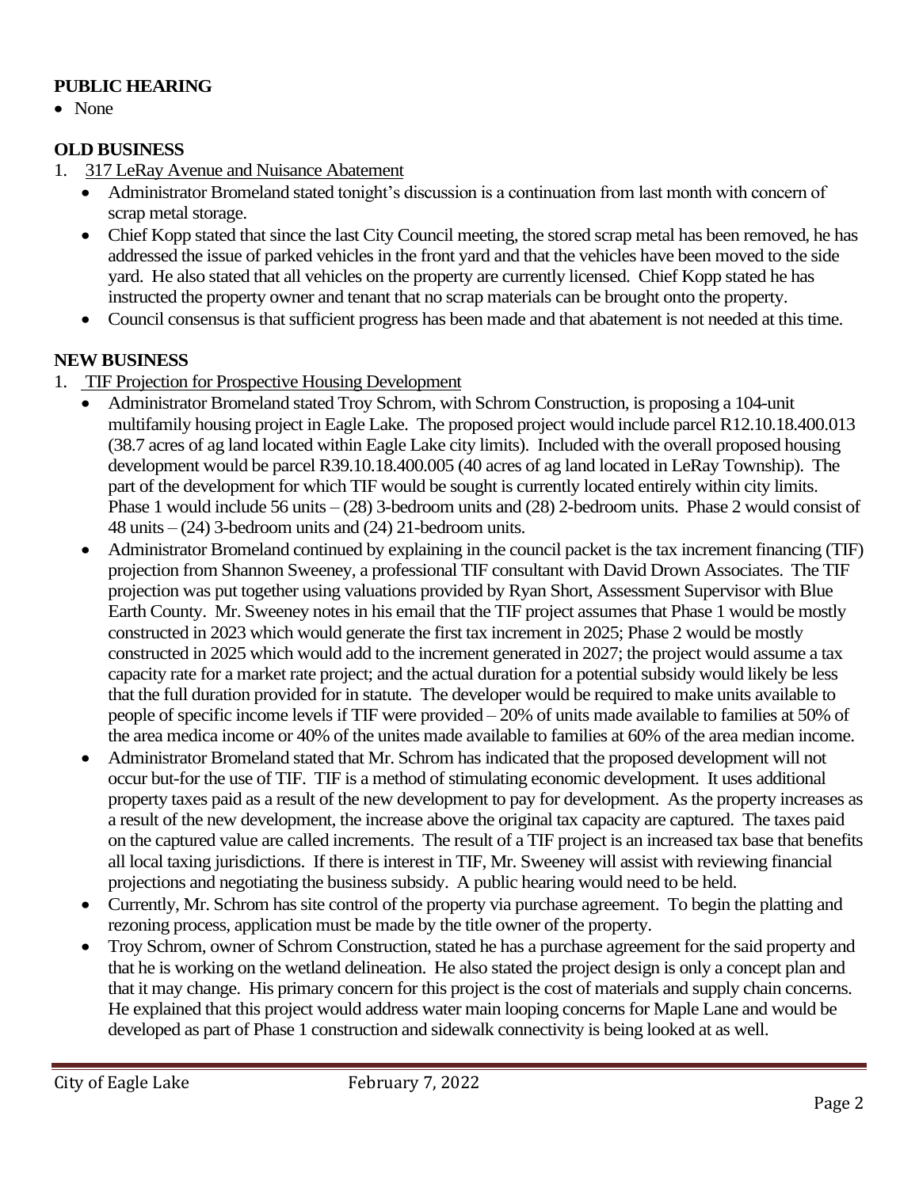**PUBLIC HEARING**

- None

**OLD BUSINESS**

1. 317 LeRay Avenue and Nuisance Abatement
   - Administrator Bromeland stated tonight's discussion is a continuation from last month with concern of scrap metal storage.
   - Chief Kopp stated that since the last City Council meeting, the stored scrap metal has been removed, he has addressed the issue of parked vehicles in the front yard and that the vehicles have been moved to the side yard. He also stated that all vehicles on the property are currently licensed. Chief Kopp stated he has instructed the property owner and tenant that no scrap materials can be brought onto the property.
   - Council consensus is that sufficient progress has been made and that abatement is not needed at this time.

**NEW BUSINESS**

1. TIF Projection for Prospective Housing Development
   - Administrator Bromeland stated Troy Schrom, with Schrom Construction, is proposing a 104-unit multifamily housing project in Eagle Lake. The proposed project would include parcel R12.10.18.400.013 (38.7 acres of ag land located within Eagle Lake city limits). Included with the overall proposed housing development would be parcel R39.10.18.400.005 (40 acres of ag land located in LeRay Township). The part of the development for which TIF would be sought is currently located entirely within city limits. Phase 1 would include 56 units – (28) 3-bedroom units and (28) 2-bedroom units. Phase 2 would consist of 48 units – (24) 3-bedroom units and (24) 21-bedroom units.
   - Administrator Bromeland continued by explaining in the council packet is the tax increment financing (TIF) projection from Shannon Sweeney, a professional TIF consultant with David Drown Associates. The TIF projection was put together using valuations provided by Ryan Short, Assessment Supervisor with Blue Earth County. Mr. Sweeney notes in his email that the TIF project assumes that Phase 1 would be mostly constructed in 2023 which would generate the first tax increment in 2025; Phase 2 would be mostly constructed in 2025 which would add to the increment generated in 2027; the project would assume a tax capacity rate for a market rate project; and the actual duration for a potential subsidy would likely be less that the full duration provided for in statute. The developer would be required to make units available to people of specific income levels if TIF were provided – 20% of units made available to families at 50% of the area medica income or 40% of the unites made available to families at 60% of the area median income.
   - Administrator Bromeland stated that Mr. Schrom has indicated that the proposed development will not occur but-for the use of TIF. TIF is a method of stimulating economic development. It uses additional property taxes paid as a result of the new development to pay for development. As the property increases as a result of the new development, the increase above the original tax capacity are captured. The taxes paid on the captured value are called increments. The result of a TIF project is an increased tax base that benefits all local taxing jurisdictions. If there is interest in TIF, Mr. Sweeney will assist with reviewing financial projections and negotiating the business subsidy. A public hearing would need to be held.
   - Currently, Mr. Schrom has site control of the property via purchase agreement. To begin the platting and rezoning process, application must be made by the title owner of the property.
   - Troy Schrom, owner of Schrom Construction, stated he has a purchase agreement for the said property and that he is working on the wetland delineation. He also stated the project design is only a concept plan and that it may change. His primary concern for this project is the cost of materials and supply chain concerns. He explained that this project would address water main looping concerns for Maple Lane and would be developed as part of Phase 1 construction and sidewalk connectivity is being looked at as well.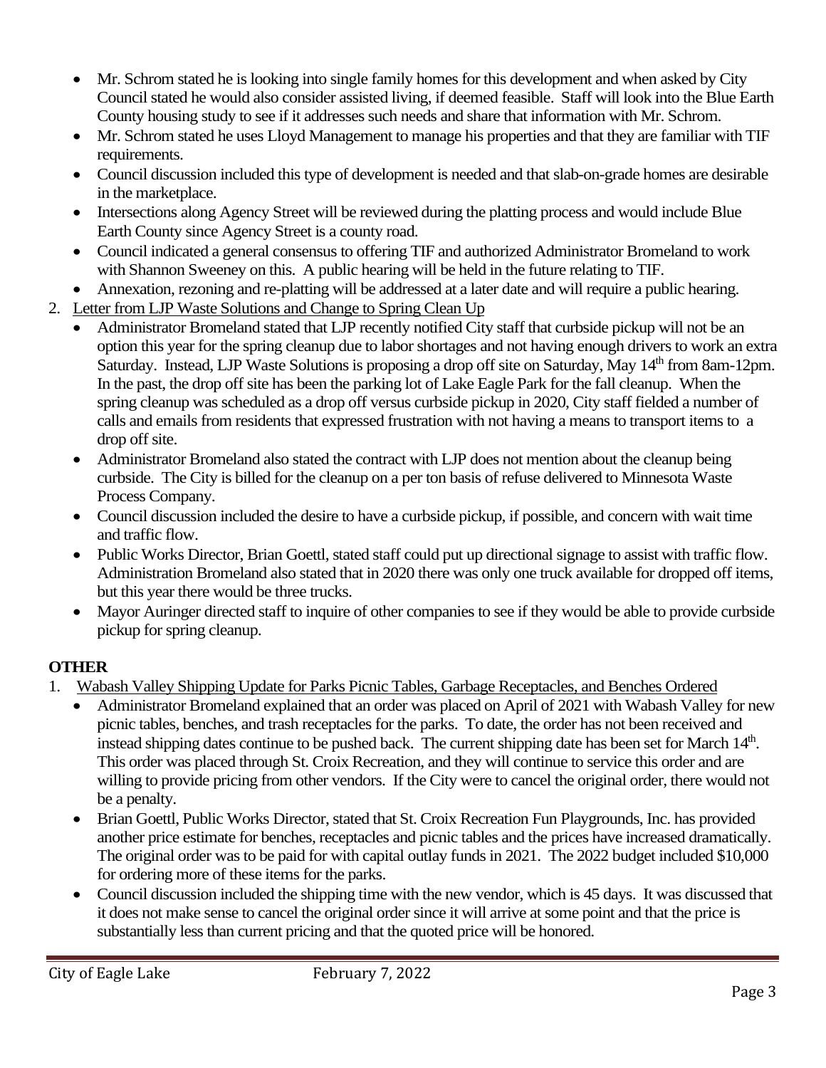- Mr. Schrom stated he is looking into single family homes for this development and when asked by City Council stated he would also consider assisted living, if deemed feasible. Staff will look into the Blue Earth County housing study to see if it addresses such needs and share that information with Mr. Schrom.
- Mr. Schrom stated he uses Lloyd Management to manage his properties and that they are familiar with TIF requirements.
- Council discussion included this type of development is needed and that slab-on-grade homes are desirable in the marketplace.
- Intersections along Agency Street will be reviewed during the platting process and would include Blue Earth County since Agency Street is a county road.
- Council indicated a general consensus to offering TIF and authorized Administrator Bromeland to work with Shannon Sweeney on this. A public hearing will be held in the future relating to TIF.
- Annexation, rezoning and re-platting will be addressed at a later date and will require a public hearing.

2. Letter from LJP Waste Solutions and Change to Spring Clean Up
   - Administrator Bromeland stated that LJP recently notified City staff that curbside pickup will not be an option this year for the spring cleanup due to labor shortages and not having enough drivers to work an extra Saturday. Instead, LJP Waste Solutions is proposing a drop off site on Saturday, May 14th from 8am-12pm. In the past, the drop off site has been the parking lot of Lake Eagle Park for the fall cleanup. When the spring cleanup was scheduled as a drop off versus curbside pickup in 2020, City staff fielded a number of calls and emails from residents that expressed frustration with not having a means to transport items to a drop off site.
   - Administrator Bromeland also stated the contract with LJP does not mention about the cleanup being curbside. The City is billed for the cleanup on a per ton basis of refuse delivered to Minnesota Waste Process Company.
   - Council discussion included the desire to have a curbside pickup, if possible, and concern with wait time and traffic flow.
   - Public Works Director, Brian Goettl, stated staff could put up directional signage to assist with traffic flow. Administration Bromeland also stated that in 2020 there was only one truck available for dropped off items, but this year there would be three trucks.
   - Mayor Auringer directed staff to inquire of other companies to see if they would be able to provide curbside pickup for spring cleanup.

**OTHER**

1. Wabash Valley Shipping Update for Parks Picnic Tables, Garbage Receptacles, and Benches Ordered
   - Administrator Bromeland explained that an order was placed on April of 2021 with Wabash Valley for new picnic tables, benches, and trash receptacles for the parks. To date, the order has not been received and instead shipping dates continue to be pushed back. The current shipping date has been set for March 14th. This order was placed through St. Croix Recreation, and they will continue to service this order and are willing to provide pricing from other vendors. If the City were to cancel the original order, there would not be a penalty.
   - Brian Goettl, Public Works Director, stated that St. Croix Recreation Fun Playgrounds, Inc. has provided another price estimate for benches, receptacles and picnic tables and the prices have increased dramatically. The original order was to be paid for with capital outlay funds in 2021. The 2022 budget included $10,000 for ordering more of these items for the parks.
   - Council discussion included the shipping time with the new vendor, which is 45 days. It was discussed that it does not make sense to cancel the original order since it will arrive at some point and that the price is substantially less than current pricing and that the quoted price will be honored.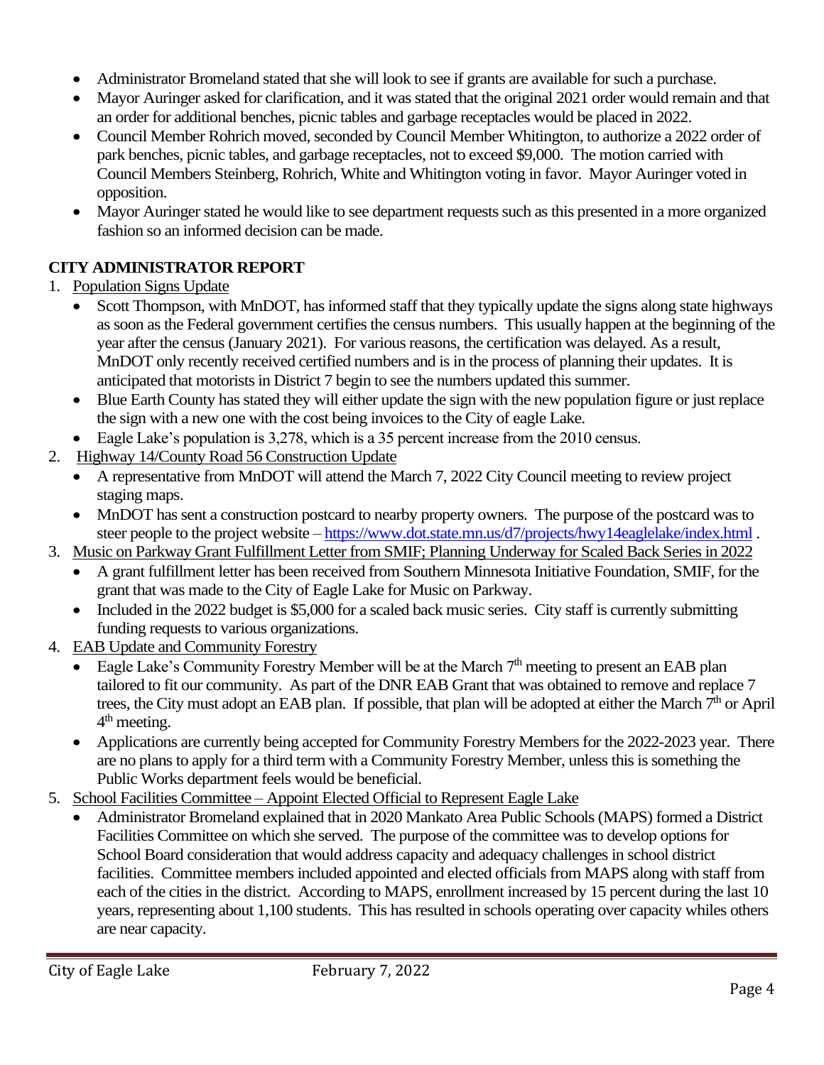- Administrator Bromeland stated that she will look to see if grants are available for such a purchase.
- Mayor Auringer asked for clarification, and it was stated that the original 2021 order would remain and that an order for additional benches, picnic tables and garbage receptacles would be placed in 2022.
- Council Member Rohrich moved, seconded by Council Member Whitington, to authorize a 2022 order of park benches, picnic tables, and garbage receptacles, not to exceed $9,000. The motion carried with Council Members Steinberg, Rohrich, White and Whitington voting in favor. Mayor Auringer voted in opposition.
- Mayor Auringer stated he would like to see department requests such as this presented in a more organized fashion so an informed decision can be made.

**CITY ADMINISTRATOR REPORT**

1. Population Signs Update
   - Scott Thompson, with MnDOT, has informed staff that they typically update the signs along state highways as soon as the Federal government certifies the census numbers. This usually happen at the beginning of the year after the census (January 2021). For various reasons, the certification was delayed. As a result, MnDOT only recently received certified numbers and is in the process of planning their updates. It is anticipated that motorists in District 7 begin to see the numbers updated this summer.
   - Blue Earth County has stated they will either update the sign with the new population figure or just replace the sign with a new one with the cost being invoices to the City of eagle Lake.
   - Eagle Lake's population is 3,278, which is a 35 percent increase from the 2010 census.
2. Highway 14/County Road 56 Construction Update
   - A representative from MnDOT will attend the March 7, 2022 City Council meeting to review project staging maps.
   - MnDOT has sent a construction postcard to nearby property owners. The purpose of the postcard was to steer people to the project website – https://www.dot.state.mn.us/d7/projects/hwy14eaglelake/index.html .
3. Music on Parkway Grant Fulfillment Letter from SMIF; Planning Underway for Scaled Back Series in 2022
   - A grant fulfillment letter has been received from Southern Minnesota Initiative Foundation, SMIF, for the grant that was made to the City of Eagle Lake for Music on Parkway.
   - Included in the 2022 budget is $5,000 for a scaled back music series. City staff is currently submitting funding requests to various organizations.
4. EAB Update and Community Forestry
   - Eagle Lake's Community Forestry Member will be at the March 7th meeting to present an EAB plan tailored to fit our community. As part of the DNR EAB Grant that was obtained to remove and replace 7 trees, the City must adopt an EAB plan. If possible, that plan will be adopted at either the March 7th or April 4th meeting.
   - Applications are currently being accepted for Community Forestry Members for the 2022-2023 year. There are no plans to apply for a third term with a Community Forestry Member, unless this is something the Public Works department feels would be beneficial.
5. School Facilities Committee – Appoint Elected Official to Represent Eagle Lake
   - Administrator Bromeland explained that in 2020 Mankato Area Public Schools (MAPS) formed a District Facilities Committee on which she served. The purpose of the committee was to develop options for School Board consideration that would address capacity and adequacy challenges in school district facilities. Committee members included appointed and elected officials from MAPS along with staff from each of the cities in the district. According to MAPS, enrollment increased by 15 percent during the last 10 years, representing about 1,100 students. This has resulted in schools operating over capacity whiles others are near capacity.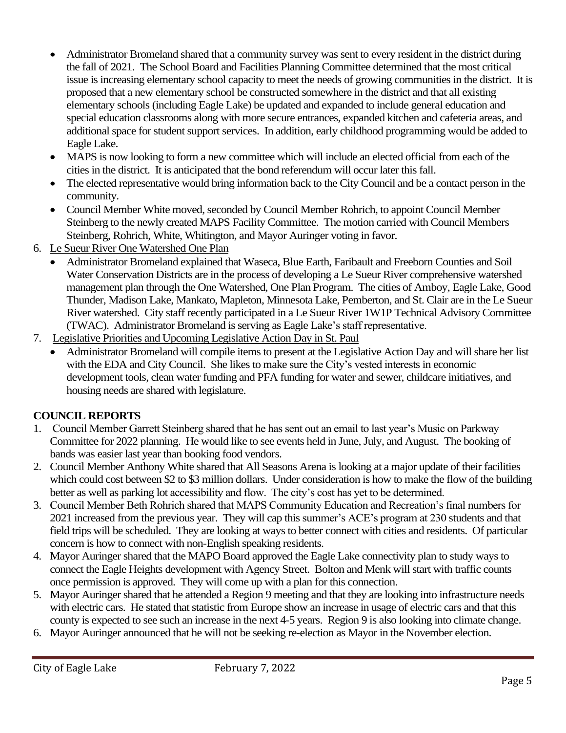- Administrator Bromeland shared that a community survey was sent to every resident in the district during the fall of 2021. The School Board and Facilities Planning Committee determined that the most critical issue is increasing elementary school capacity to meet the needs of growing communities in the district. It is proposed that a new elementary school be constructed somewhere in the district and that all existing elementary schools (including Eagle Lake) be updated and expanded to include general education and special education classrooms along with more secure entrances, expanded kitchen and cafeteria areas, and additional space for student support services. In addition, early childhood programming would be added to Eagle Lake.
- MAPS is now looking to form a new committee which will include an elected official from each of the cities in the district. It is anticipated that the bond referendum will occur later this fall.
- The elected representative would bring information back to the City Council and be a contact person in the community.
- Council Member White moved, seconded by Council Member Rohrich, to appoint Council Member Steinberg to the newly created MAPS Facility Committee. The motion carried with Council Members Steinberg, Rohrich, White, Whitington, and Mayor Auringer voting in favor.

6. Le Sueur River One Watershed One Plan
   - Administrator Bromeland explained that Waseca, Blue Earth, Faribault and Freeborn Counties and Soil Water Conservation Districts are in the process of developing a Le Sueur River comprehensive watershed management plan through the One Watershed, One Plan Program. The cities of Amboy, Eagle Lake, Good Thunder, Madison Lake, Mankato, Mapleton, Minnesota Lake, Pemberton, and St. Clair are in the Le Sueur River watershed. City staff recently participated in a Le Sueur River 1W1P Technical Advisory Committee (TWAC). Administrator Bromeland is serving as Eagle Lake's staff representative.
7. Legislative Priorities and Upcoming Legislative Action Day in St. Paul
   - Administrator Bromeland will compile items to present at the Legislative Action Day and will share her list with the EDA and City Council. She likes to make sure the City's vested interests in economic development tools, clean water funding and PFA funding for water and sewer, childcare initiatives, and housing needs are shared with legislature.

**COUNCIL REPORTS**

1. Council Member Garrett Steinberg shared that he has sent out an email to last year's Music on Parkway Committee for 2022 planning. He would like to see events held in June, July, and August. The booking of bands was easier last year than booking food vendors.
2. Council Member Anthony White shared that All Seasons Arena is looking at a major update of their facilities which could cost between $2 to $3 million dollars. Under consideration is how to make the flow of the building better as well as parking lot accessibility and flow. The city's cost has yet to be determined.
3. Council Member Beth Rohrich shared that MAPS Community Education and Recreation's final numbers for 2021 increased from the previous year. They will cap this summer's ACE's program at 230 students and that field trips will be scheduled. They are looking at ways to better connect with cities and residents. Of particular concern is how to connect with non-English speaking residents.
4. Mayor Auringer shared that the MAPO Board approved the Eagle Lake connectivity plan to study ways to connect the Eagle Heights development with Agency Street. Bolton and Menk will start with traffic counts once permission is approved. They will come up with a plan for this connection.
5. Mayor Auringer shared that he attended a Region 9 meeting and that they are looking into infrastructure needs with electric cars. He stated that statistic from Europe show an increase in usage of electric cars and that this county is expected to see such an increase in the next 4-5 years. Region 9 is also looking into climate change.
6. Mayor Auringer announced that he will not be seeking re-election as Mayor in the November election.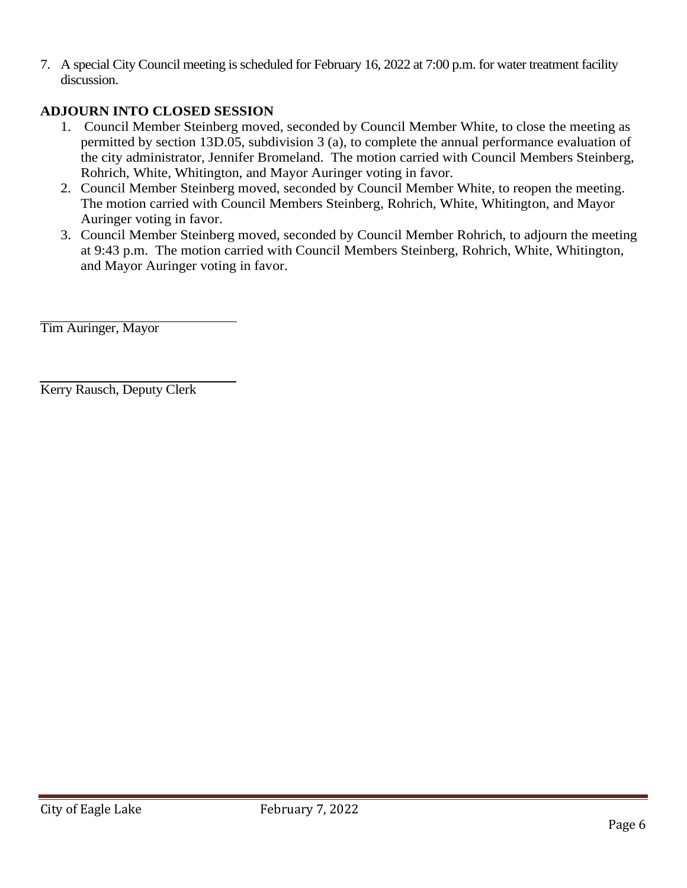7. A special City Council meeting is scheduled for February 16, 2022 at 7:00 p.m. for water treatment facility discussion.

**ADJOURN INTO CLOSED SESSION**

1. Council Member Steinberg moved, seconded by Council Member White, to close the meeting as permitted by section 13D.05, subdivision 3 (a), to complete the annual performance evaluation of the city administrator, Jennifer Bromeland. The motion carried with Council Members Steinberg, Rohrich, White, Whitington, and Mayor Auringer voting in favor.
2. Council Member Steinberg moved, seconded by Council Member White, to reopen the meeting. The motion carried with Council Members Steinberg, Rohrich, White, Whitington, and Mayor Auringer voting in favor.
3. Council Member Steinberg moved, seconded by Council Member Rohrich, to adjourn the meeting at 9:43 p.m. The motion carried with Council Members Steinberg, Rohrich, White, Whitington, and Mayor Auringer voting in favor.

Tim Auringer, Mayor

Kerry Rausch, Deputy Clerk